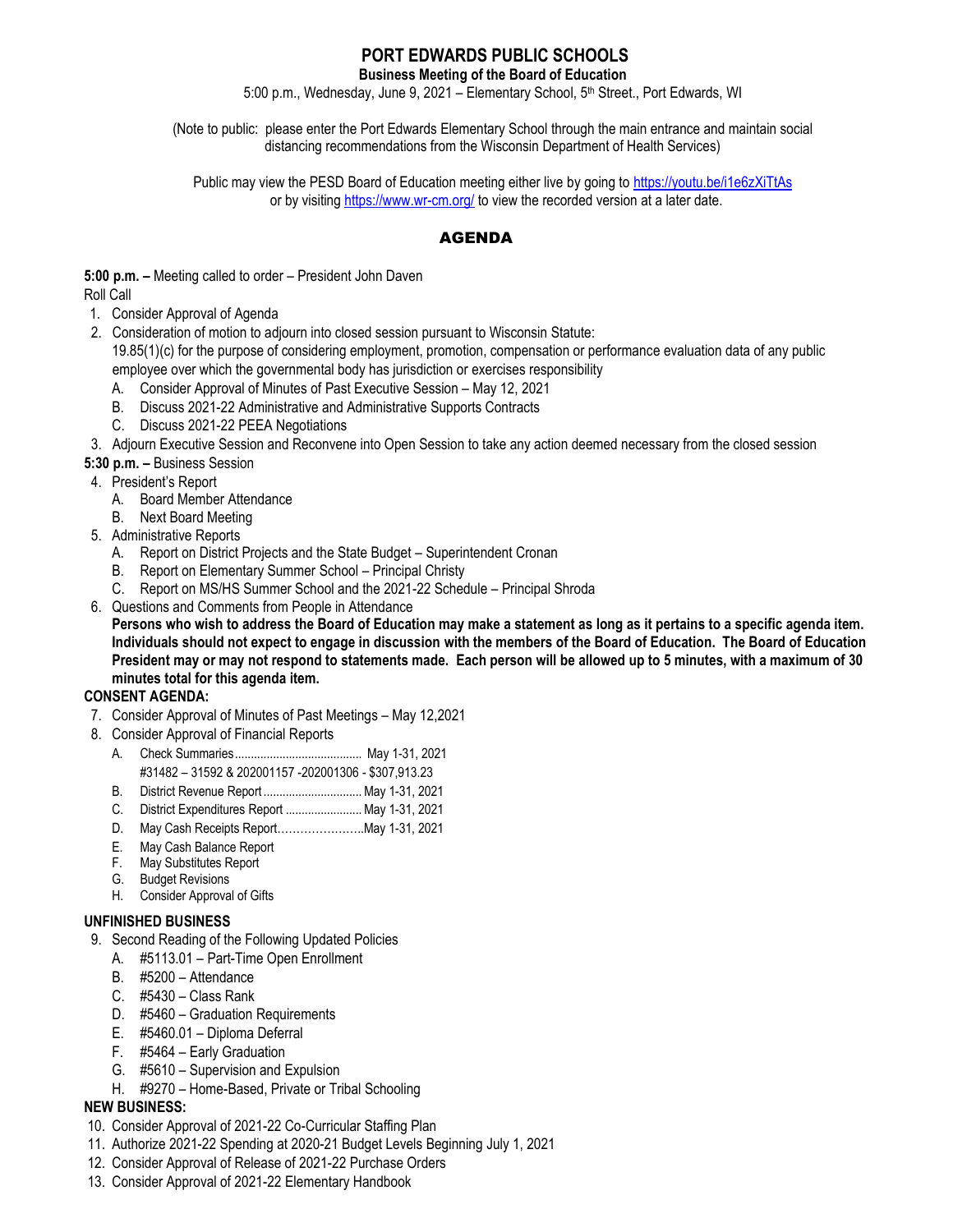# PORT EDWARDS PUBLIC SCHOOLS

**Business Meeting of the Board of Education**

5:00 p.m., Wednesday, June 9, 2021 – Elementary School, 5th Street., Port Edwards, WI

(Note to public: please enter the Port Edwards Elementary School through the main entrance and maintain social distancing recommendations from the Wisconsin Department of Health Services)

Public may view the PESD Board of Education meeting either live by going to https://youtu.be/i1e6zXiTtAs or by visiting https://www.wr-cm.org/ to view the recorded version at a later date.

## AGENDA

**5:00 p.m. –** Meeting called to order – President John Daven

Roll Call

1. Consider Approval of Agenda
2. Consideration of motion to adjourn into closed session pursuant to Wisconsin Statute: 19.85(1)(c) for the purpose of considering employment, promotion, compensation or performance evaluation data of any public employee over which the governmental body has jurisdiction or exercises responsibility
   - A. Consider Approval of Minutes of Past Executive Session – May 12, 2021
   - B. Discuss 2021-22 Administrative and Administrative Supports Contracts
   - C. Discuss 2021-22 PEEA Negotiations
3. Adjourn Executive Session and Reconvene into Open Session to take any action deemed necessary from the closed session

**5:30 p.m. –** Business Session

4. President's Report
   - A. Board Member Attendance
   - B. Next Board Meeting
5. Administrative Reports
   - A. Report on District Projects and the State Budget – Superintendent Cronan
   - B. Report on Elementary Summer School – Principal Christy
   - C. Report on MS/HS Summer School and the 2021-22 Schedule – Principal Shroda
6. Questions and Comments from People in Attendance

   **Persons who wish to address the Board of Education may make a statement as long as it pertains to a specific agenda item. Individuals should not expect to engage in discussion with the members of the Board of Education. The Board of Education President may or may not respond to statements made. Each person will be allowed up to 5 minutes, with a maximum of 30 minutes total for this agenda item.**

**CONSENT AGENDA:**

7. Consider Approval of Minutes of Past Meetings – May 12,2021
8. Consider Approval of Financial Reports
   - A. Check Summaries........................................ May 1-31, 2021
     #31482 – 31592 & 202001157 -202001306 - $307,913.23
   - B. District Revenue Report ............................... May 1-31, 2021
   - C. District Expenditures Report ........................ May 1-31, 2021
   - D. May Cash Receipts Report…………………..May 1-31, 2021
   - E. May Cash Balance Report
   - F. May Substitutes Report
   - G. Budget Revisions
   - H. Consider Approval of Gifts

**UNFINISHED BUSINESS**

9. Second Reading of the Following Updated Policies
   - A. #5113.01 – Part-Time Open Enrollment
   - B. #5200 – Attendance
   - C. #5430 – Class Rank
   - D. #5460 – Graduation Requirements
   - E. #5460.01 – Diploma Deferral
   - F. #5464 – Early Graduation
   - G. #5610 – Supervision and Expulsion
   - H. #9270 – Home-Based, Private or Tribal Schooling

**NEW BUSINESS:**

10. Consider Approval of 2021-22 Co-Curricular Staffing Plan
11. Authorize 2021-22 Spending at 2020-21 Budget Levels Beginning July 1, 2021
12. Consider Approval of Release of 2021-22 Purchase Orders
13. Consider Approval of 2021-22 Elementary Handbook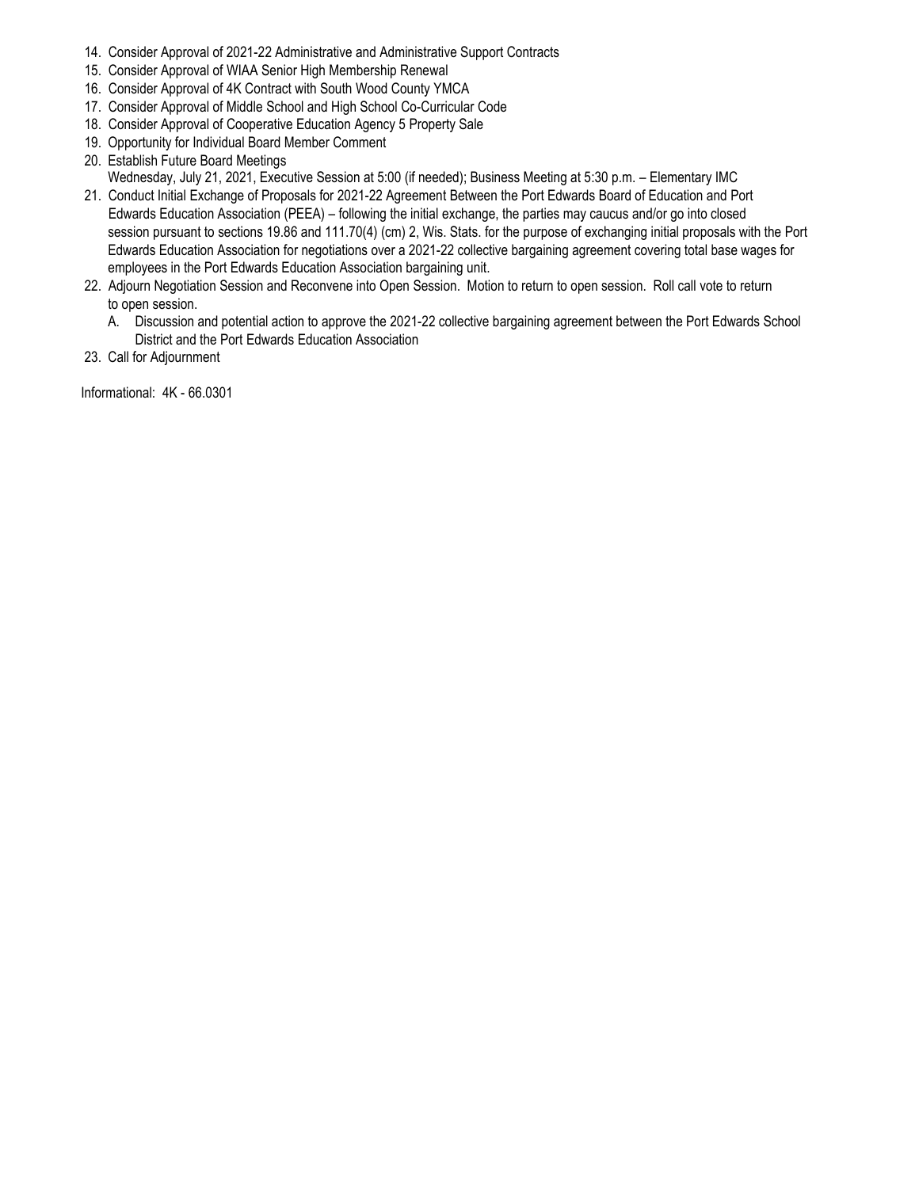14. Consider Approval of 2021-22 Administrative and Administrative Support Contracts
15. Consider Approval of WIAA Senior High Membership Renewal
16. Consider Approval of 4K Contract with South Wood County YMCA
17. Consider Approval of Middle School and High School Co-Curricular Code
18. Consider Approval of Cooperative Education Agency 5 Property Sale
19. Opportunity for Individual Board Member Comment
20. Establish Future Board Meetings
    Wednesday, July 21, 2021, Executive Session at 5:00 (if needed); Business Meeting at 5:30 p.m. – Elementary IMC
21. Conduct Initial Exchange of Proposals for 2021-22 Agreement Between the Port Edwards Board of Education and Port Edwards Education Association (PEEA) – following the initial exchange, the parties may caucus and/or go into closed session pursuant to sections 19.86 and 111.70(4) (cm) 2, Wis. Stats. for the purpose of exchanging initial proposals with the Port Edwards Education Association for negotiations over a 2021-22 collective bargaining agreement covering total base wages for employees in the Port Edwards Education Association bargaining unit.
22. Adjourn Negotiation Session and Reconvene into Open Session. Motion to return to open session. Roll call vote to return to open session.
    A. Discussion and potential action to approve the 2021-22 collective bargaining agreement between the Port Edwards School District and the Port Edwards Education Association
23. Call for Adjournment

Informational: 4K - 66.0301